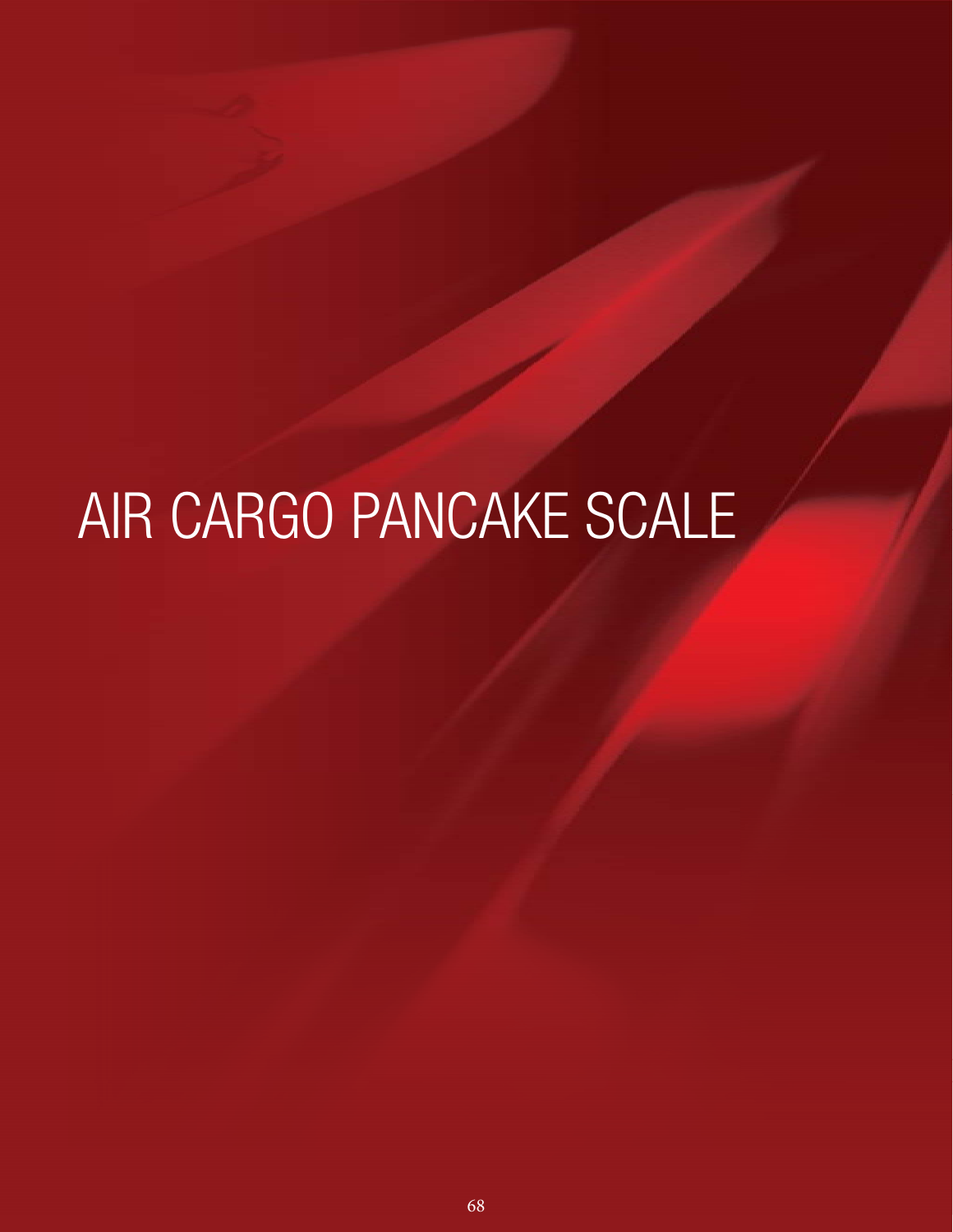# AIR CARGO PANCAKE SCALE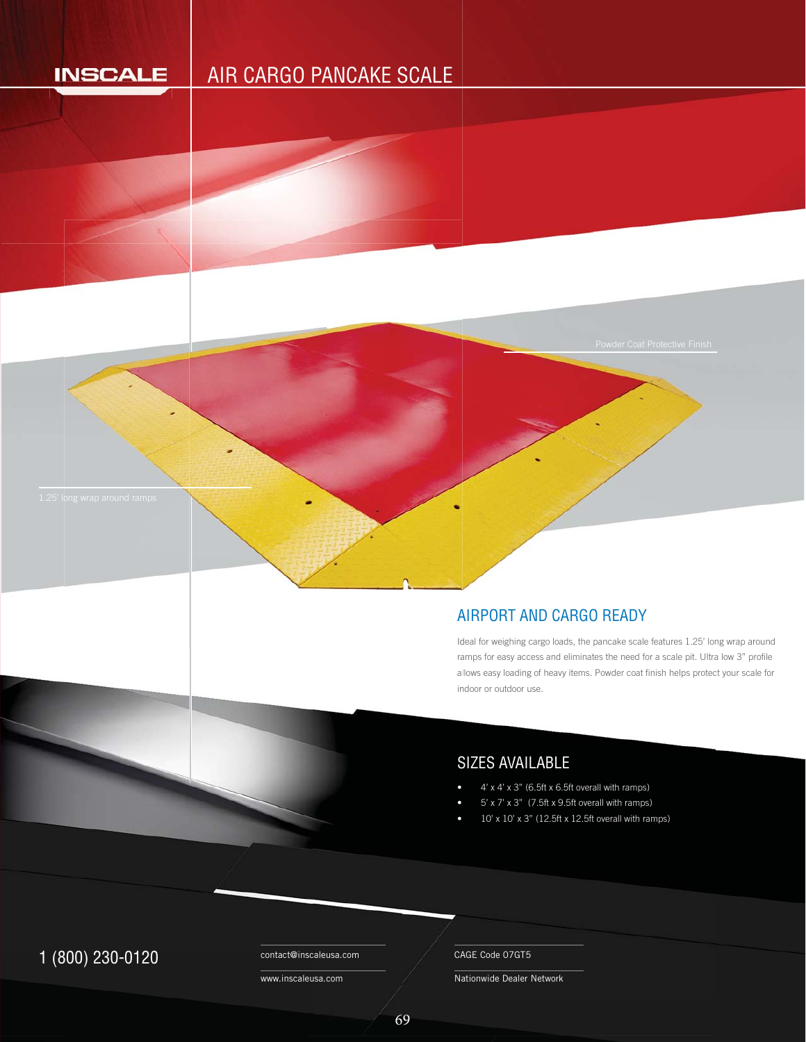INSCALE

# AIR CARGO PANCAKE SCALE

Powder Coat Protective Finish

1.25' long wrap around ramps

## AIRPORT AND CARGO READY

Ideal for weighing cargo loads, the pancake scale features 1.25' long wrap around ramps for easy access and eliminates the need for a scale pit. Ultra low 3" profile allows easy loading of heavy items. Powder coat finish helps protect your scale for indoor or outdoor use.

## SIZES AVAILABLE

- 4' x 4' x 3" (6.5ft x 6.5ft overall with ramps)
- 5' x 7' x 3" (7.5ft x 9.5ft overall with ramps)
- 10' x 10' x 3" (12.5ft x 12.5ft overall with ramps)

1 (800) 230-0120

contact@inscaleusa.com

www.inscaleusa.com

CAGE Code 07GT5

Nationwide Dealer Network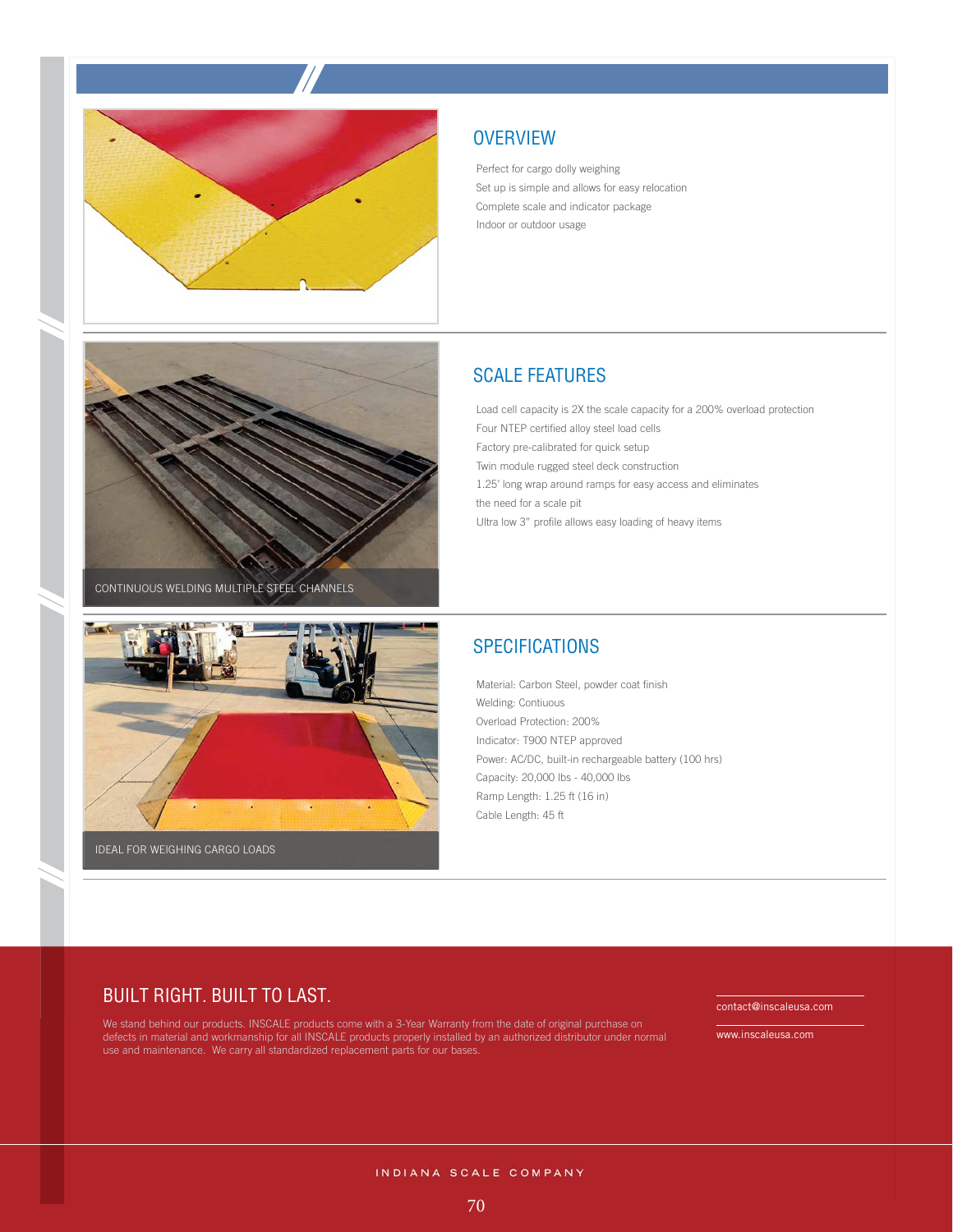## OVERVIEW

Perfect for cargo dolly weighing
Set up is simple and allows for easy relocation
Complete scale and indicator package
Indoor or outdoor usage

CONTINUOUS WELDING MULTIPLE STEEL CHANNELS

## SCALE FEATURES

Load cell capacity is 2X the scale capacity for a 200% overload protection
Four NTEP certified alloy steel load cells
Factory pre-calibrated for quick setup
Twin module rugged steel deck construction
1.25' long wrap around ramps for easy access and eliminates the need for a scale pit
Ultra low 3" profile allows easy loading of heavy items

IDEAL FOR WEIGHING CARGO LOADS

## SPECIFICATIONS

Material: Carbon Steel, powder coat finish
Welding: Contiuous
Overload Protection: 200%
Indicator: T900 NTEP approved
Power: AC/DC, built-in rechargeable battery (100 hrs)
Capacity: 20,000 lbs - 40,000 lbs
Ramp Length: 1.25 ft (16 in)
Cable Length: 45 ft

## BUILT RIGHT. BUILT TO LAST.

We stand behind our products. INSCALE products come with a 3-Year Warranty from the date of original purchase on defects in material and workmanship for all INSCALE products properly installed by an authorized distributor under normal use and maintenance. We carry all standardized replacement parts for our bases.

contact@inscaleusa.com

www.inscaleusa.com

INDIANA SCALE COMPANY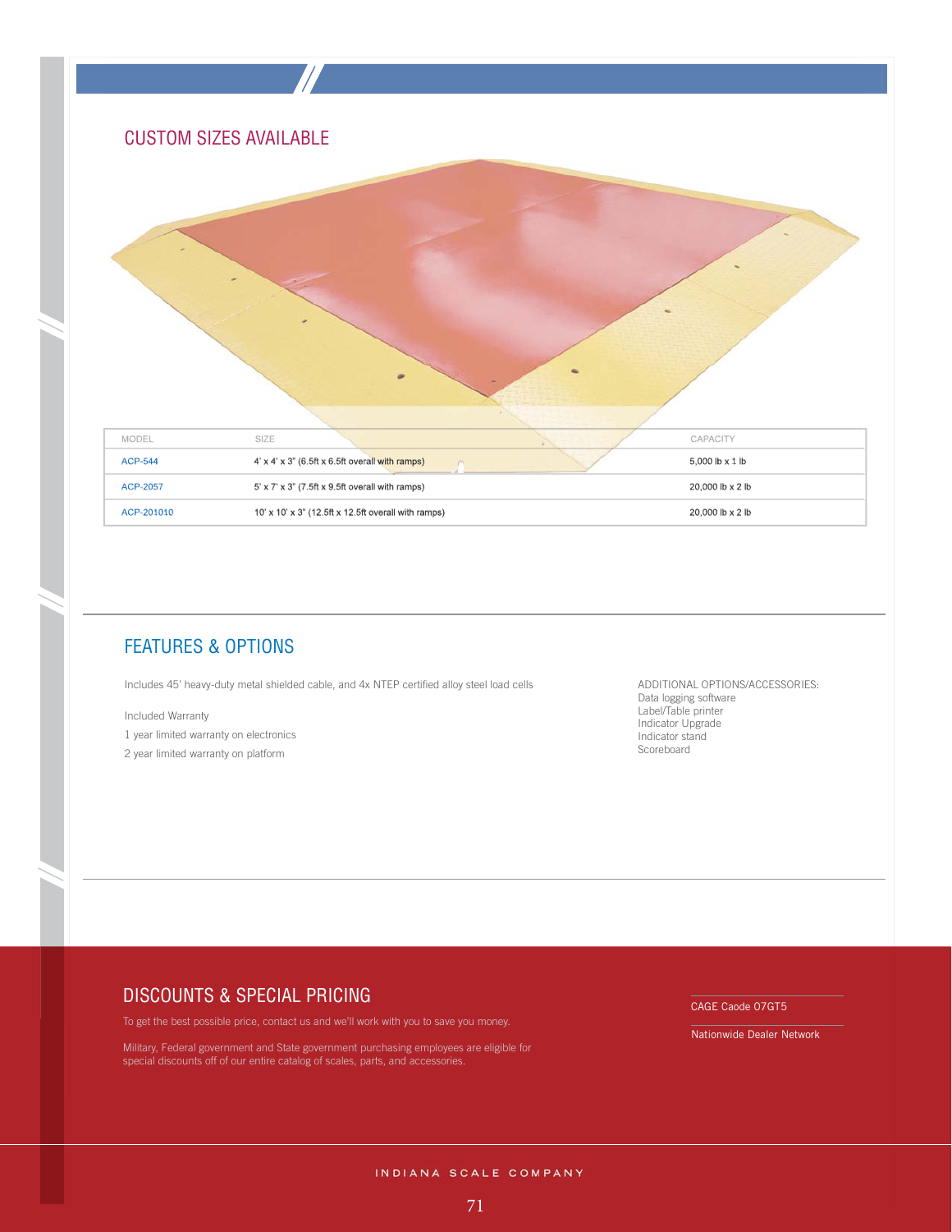## CUSTOM SIZES AVAILABLE

| MODEL | SIZE | CAPACITY |
|---|---|---|
| ACP-544 | 4' x 4' x 3" (6.5ft x 6.5ft overall with ramps) | 5,000 lb x 1 lb |
| ACP-2057 | 5' x 7' x 3" (7.5ft x 9.5ft overall with ramps) | 20,000 lb x 2 lb |
| ACP-201010 | 10' x 10' x 3" (12.5ft x 12.5ft overall with ramps) | 20,000 lb x 2 lb |

## FEATURES & OPTIONS

Includes 45' heavy-duty metal shielded cable, and 4x NTEP certified alloy steel load cells

Included Warranty

1 year limited warranty on electronics

2 year limited warranty on platform

ADDITIONAL OPTIONS/ACCESSORIES:
Data logging software
Label/Table printer
Indicator Upgrade
Indicator stand
Scoreboard

## DISCOUNTS & SPECIAL PRICING

To get the best possible price, contact us and we'll work with you to save you money.

Military, Federal government and State government purchasing employees are eligible for special discounts off of our entire catalog of scales, parts, and accessories.

CAGE Caode 07GT5

Nationwide Dealer Network

INDIANA SCALE COMPANY